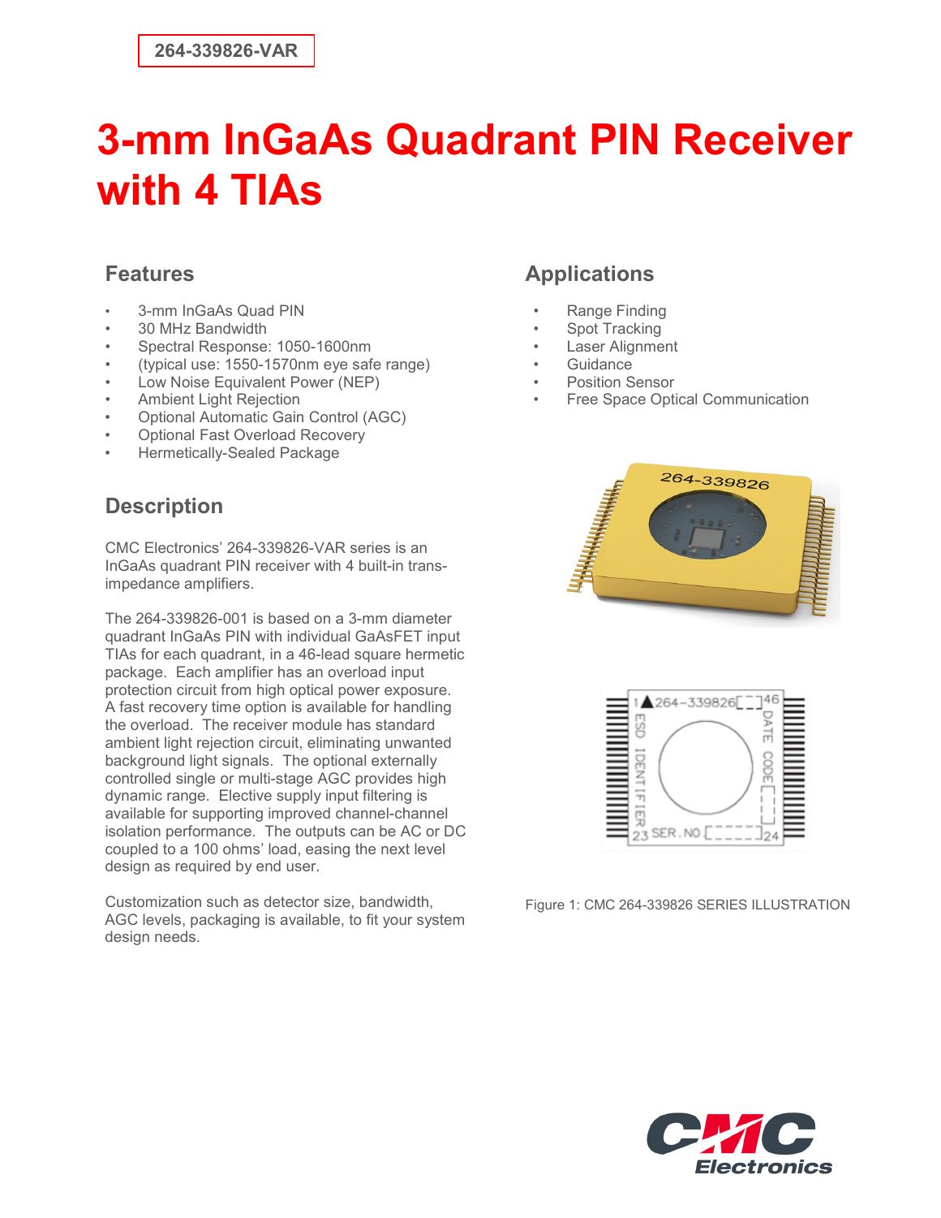264-339826-VAR

# 3-mm InGaAs Quadrant PIN Receiver with 4 TIAs

## Features

- 3-mm InGaAs Quad PIN
- 30 MHz Bandwidth
- Spectral Response: 1050-1600nm
- (typical use: 1550-1570nm eye safe range)
- Low Noise Equivalent Power (NEP)
- Ambient Light Rejection
- Optional Automatic Gain Control (AGC)
- Optional Fast Overload Recovery
- Hermetically-Sealed Package

## Description

CMC Electronics' 264-339826-VAR series is an InGaAs quadrant PIN receiver with 4 built-in trans-impedance amplifiers.

The 264-339826-001 is based on a 3-mm diameter quadrant InGaAs PIN with individual GaAsFET input TIAs for each quadrant, in a 46-lead square hermetic package. Each amplifier has an overload input protection circuit from high optical power exposure. A fast recovery time option is available for handling the overload. The receiver module has standard ambient light rejection circuit, eliminating unwanted background light signals. The optional externally controlled single or multi-stage AGC provides high dynamic range. Elective supply input filtering is available for supporting improved channel-channel isolation performance. The outputs can be AC or DC coupled to a 100 ohms' load, easing the next level design as required by end user.

Customization such as detector size, bandwidth, AGC levels, packaging is available, to fit your system design needs.

## Applications

- Range Finding
- Spot Tracking
- Laser Alignment
- Guidance
- Position Sensor
- Free Space Optical Communication

Figure 1: CMC 264-339826 SERIES ILLUSTRATION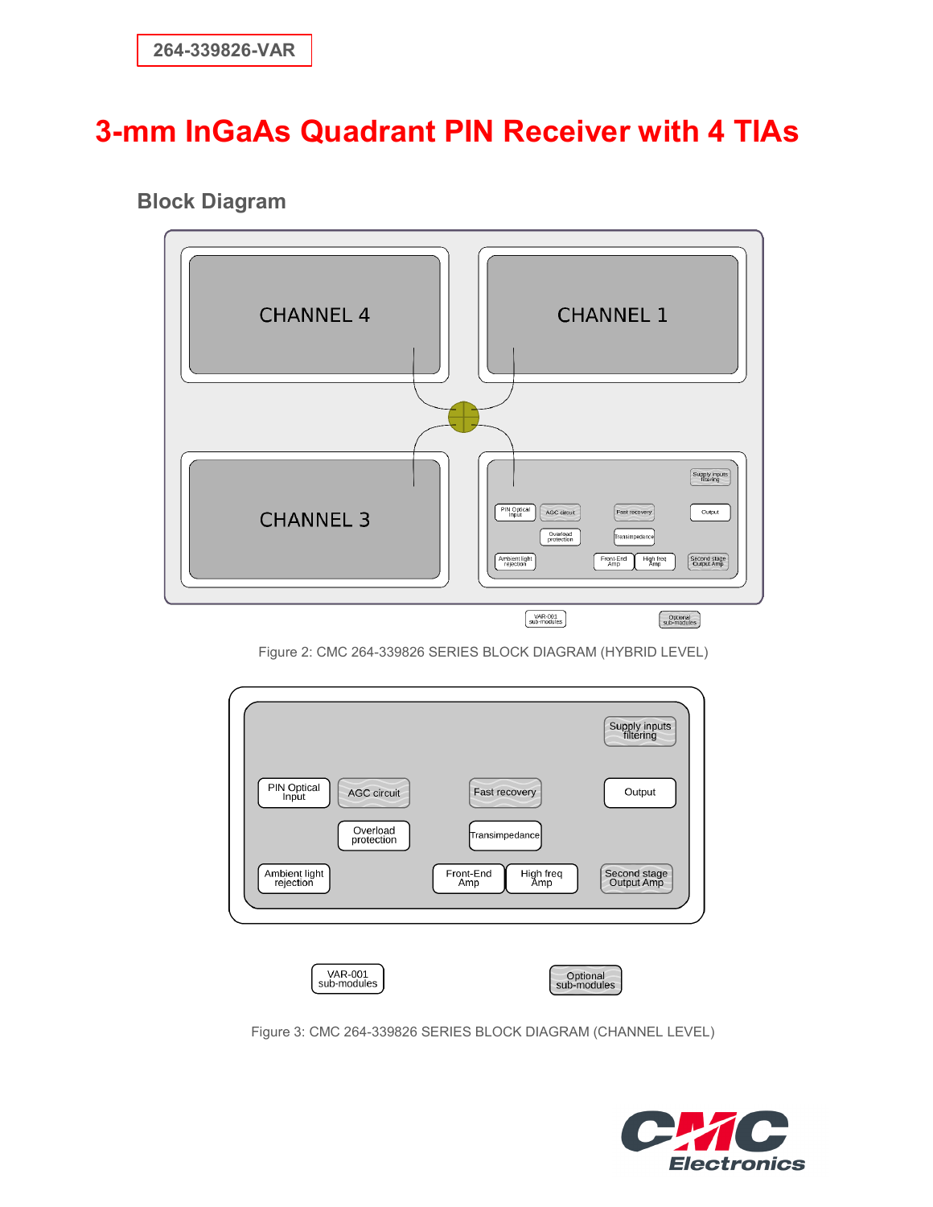264-339826-VAR

# 3-mm InGaAs Quadrant PIN Receiver with 4 TIAs

## Block Diagram

Figure 2: CMC 264-339826 SERIES BLOCK DIAGRAM (HYBRID LEVEL)

Figure 3: CMC 264-339826 SERIES BLOCK DIAGRAM (CHANNEL LEVEL)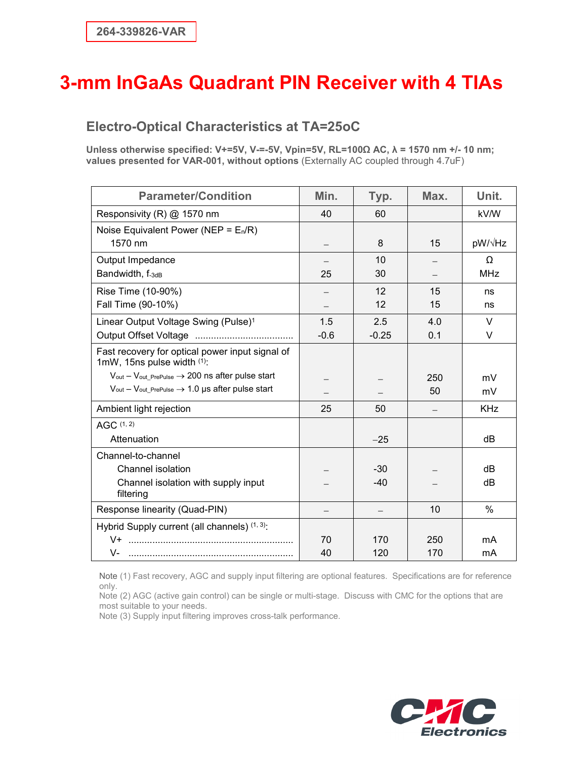264-339826-VAR

# 3-mm InGaAs Quadrant PIN Receiver with 4 TIAs

## Electro-Optical Characteristics at TA=25oC

**Unless otherwise specified: V+=5V, V-=-5V, Vpin=5V, RL=100Ω AC, λ = 1570 nm +/- 10 nm; values presented for VAR-001, without options** (Externally AC coupled through 4.7uF)

| Parameter/Condition | Min. | Typ. | Max. | Unit. |
|---|---|---|---|---|
| Responsivity (R) @ 1570 nm | 40 | 60 | | kV/W |
| Noise Equivalent Power (NEP = $E_n$/R)<br>1570 nm | – | 8 | 15 | pW/√Hz |
| Output Impedance | – | 10 | – | Ω |
| Bandwidth, $f_{-3dB}$ | 25 | 30 | – | MHz |
| Rise Time (10-90%) | – | 12 | 15 | ns |
| Fall Time (90-10%) | – | 12 | 15 | ns |
| Linear Output Voltage Swing (Pulse)[1] | 1.5 | 2.5 | 4.0 | V |
| Output Offset Voltage | -0.6 | -0.25 | 0.1 | V |
| Fast recovery for optical power input signal of 1mW, 15ns pulse width [(1)]: | | | | |
| $V_{out} – V_{out\_PrePulse}$ → 200 ns after pulse start | – | – | 250 | mV |
| $V_{out} – V_{out\_PrePulse}$ → 1.0 µs after pulse start | – | – | 50 | mV |
| Ambient light rejection | 25 | 50 | – | KHz |
| AGC [(1, 2)]<br>Attenuation | | −25 | | dB |
| Channel-to-channel | | | | |
| Channel isolation | – | -30 | – | dB |
| Channel isolation with supply input filtering | – | -40 | – | dB |
| Response linearity (Quad-PIN) | – | – | 10 | % |
| Hybrid Supply current (all channels) [(1, 3)]: | | | | |
| V+ | 70 | 170 | 250 | mA |
| V- | 40 | 120 | 170 | mA |

Note (1) Fast recovery, AGC and supply input filtering are optional features. Specifications are for reference only.
Note (2) AGC (active gain control) can be single or multi-stage. Discuss with CMC for the options that are most suitable to your needs.
Note (3) Supply input filtering improves cross-talk performance.

CMC Electronics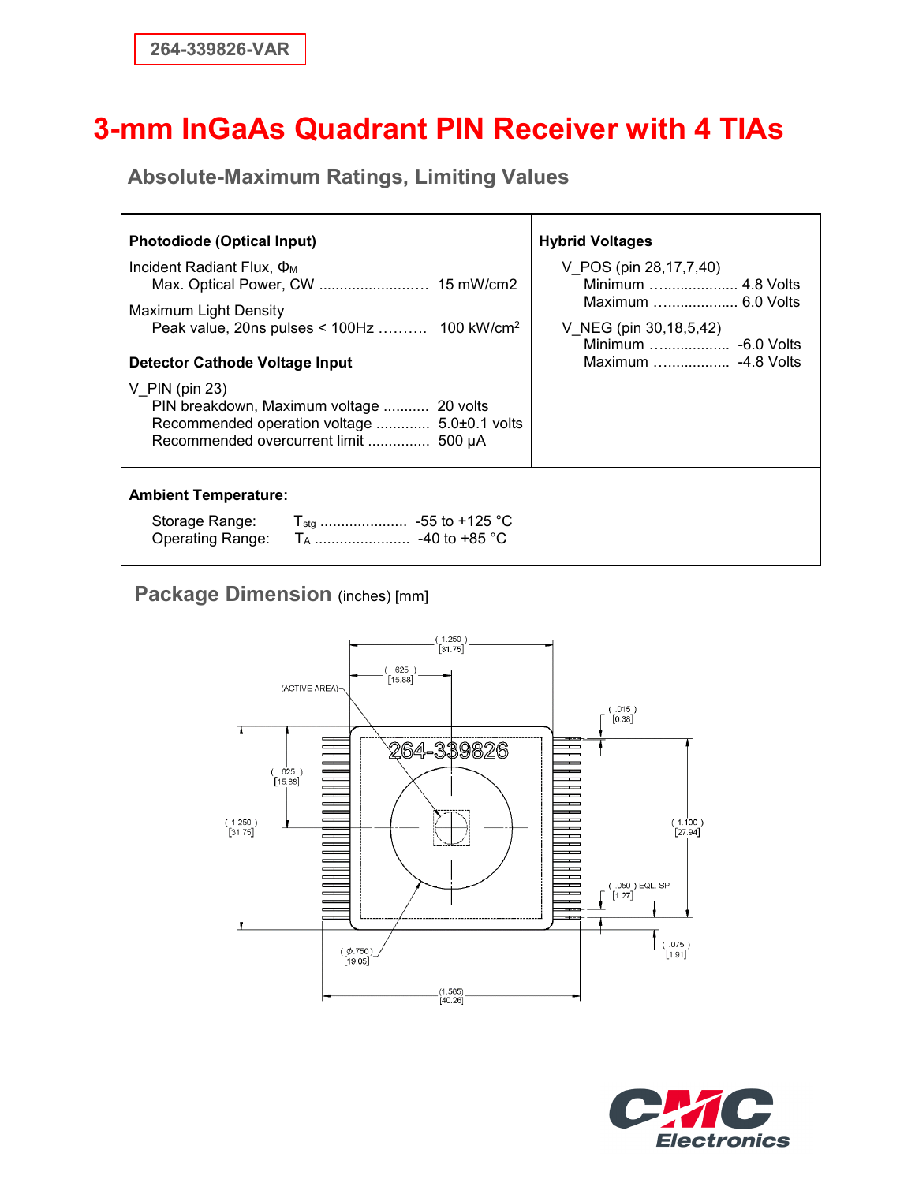264-339826-VAR

# 3-mm InGaAs Quadrant PIN Receiver with 4 TIAs

## Absolute-Maximum Ratings, Limiting Values

**Photodiode (Optical Input)**

Incident Radiant Flux, $\Phi_M$
- Max. Optical Power, CW ........................ 15 mW/cm2

Maximum Light Density
- Peak value, 20ns pulses < 100Hz .......... 100 kW/cm$^2$

**Detector Cathode Voltage Input**

V_PIN (pin 23)
- PIN breakdown, Maximum voltage ........... 20 volts
- Recommended operation voltage ............ 5.0±0.1 volts
- Recommended overcurrent limit .............. 500 µA

**Hybrid Voltages**

V_POS (pin 28,17,7,40)
- Minimum .................... 4.8 Volts
- Maximum .................... 6.0 Volts

V_NEG (pin 30,18,5,42)
- Minimum .................. -6.0 Volts
- Maximum .................. -4.8 Volts

**Ambient Temperature:**

- Storage Range: $T_{stg}$ ..................... -55 to +125 °C
- Operating Range: $T_A$ ...................... -40 to +85 °C

## Package Dimension (inches) [mm]

(ACTIVE AREA)

264-339826

( 1.250 ) [31.75]
( .625 ) [15.88]
( .015 ) [0.38]
( .625 ) [15.88]
( 1.250 ) [31.75]
( 1.100 ) [27.94]
( .050 ) EQL. SP [1.27]
( .075 ) [1.91]
( ϕ.750 ) [19.05]
(1.585) [40.26]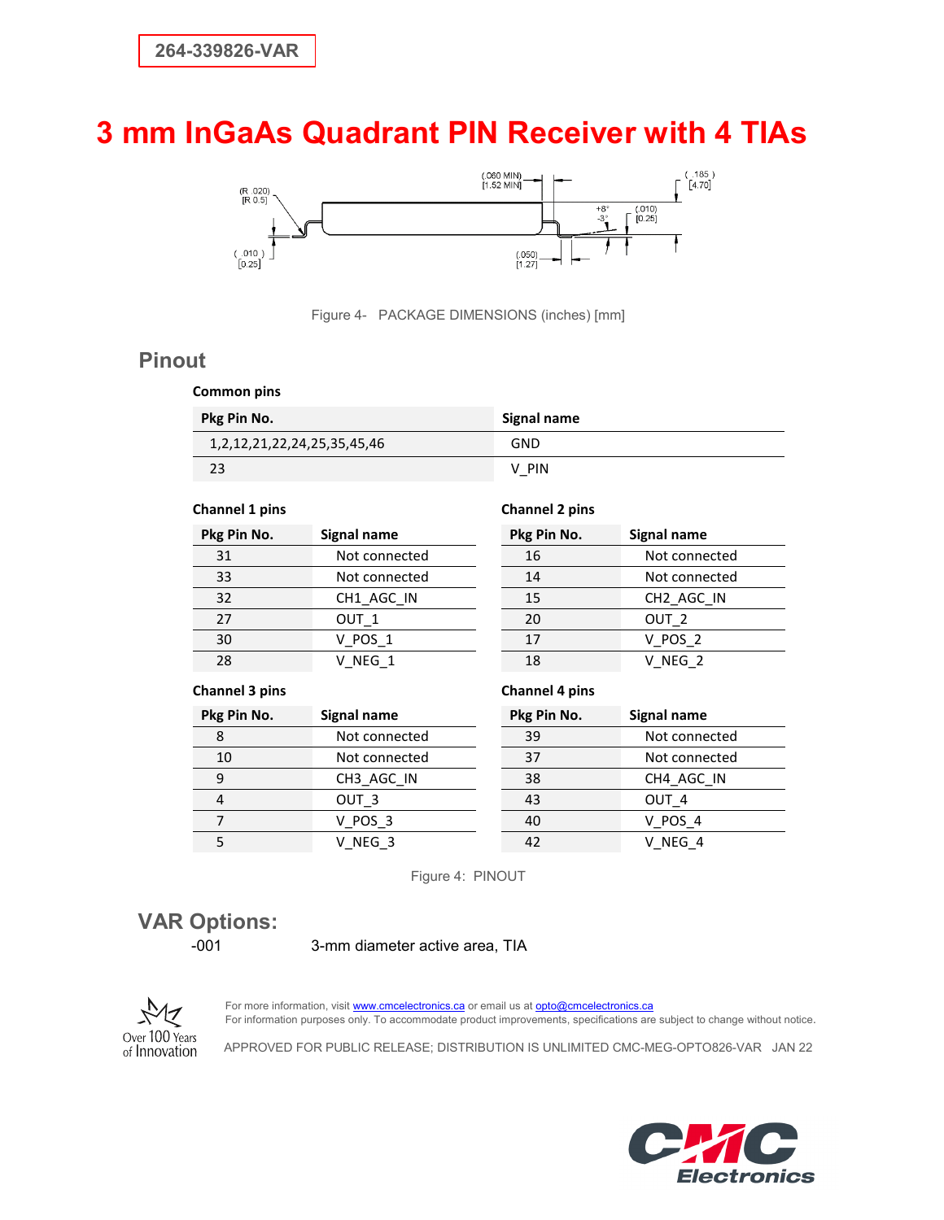264-339826-VAR

# 3 mm InGaAs Quadrant PIN Receiver with 4 TIAs

(R .020)
[R 0.5]

(.060 MIN)
[1.52 MIN]

( .185 )
[4.70]

+8°
-3°

(.010)
[0.25]

( .010 )
[0.25]

(.050)
[1.27]

Figure 4- PACKAGE DIMENSIONS (inches) [mm]

## Pinout

**Common pins**

| Pkg Pin No. | Signal name |
|---|---|
| 1,2,12,21,22,24,25,35,45,46 | GND |
| 23 | V_PIN |

**Channel 1 pins**

| Pkg Pin No. | Signal name |
|---|---|
| 31 | Not connected |
| 33 | Not connected |
| 32 | CH1_AGC_IN |
| 27 | OUT_1 |
| 30 | V_POS_1 |
| 28 | V_NEG_1 |

**Channel 2 pins**

| Pkg Pin No. | Signal name |
|---|---|
| 16 | Not connected |
| 14 | Not connected |
| 15 | CH2_AGC_IN |
| 20 | OUT_2 |
| 17 | V_POS_2 |
| 18 | V_NEG_2 |

**Channel 3 pins**

| Pkg Pin No. | Signal name |
|---|---|
| 8 | Not connected |
| 10 | Not connected |
| 9 | CH3_AGC_IN |
| 4 | OUT_3 |
| 7 | V_POS_3 |
| 5 | V_NEG_3 |

**Channel 4 pins**

| Pkg Pin No. | Signal name |
|---|---|
| 39 | Not connected |
| 37 | Not connected |
| 38 | CH4_AGC_IN |
| 43 | OUT_4 |
| 40 | V_POS_4 |
| 42 | V_NEG_4 |

Figure 4: PINOUT

## VAR Options:

-001 3-mm diameter active area, TIA

For more information, visit www.cmcelectronics.ca or email us at opto@cmcelectronics.ca
For information purposes only. To accommodate product improvements, specifications are subject to change without notice.

APPROVED FOR PUBLIC RELEASE; DISTRIBUTION IS UNLIMITED CMC-MEG-OPTO826-VAR JAN 22